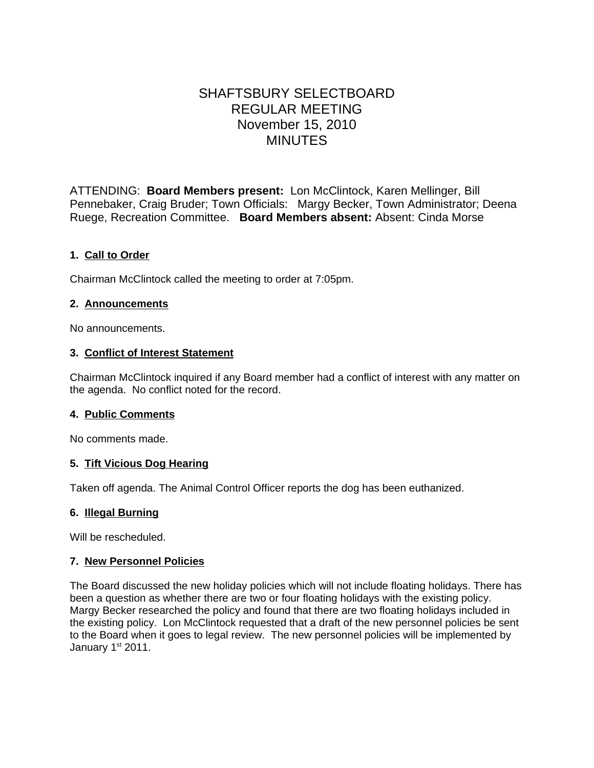# SHAFTSBURY SELECTBOARD
## REGULAR MEETING
## November 15, 2010
## MINUTES

ATTENDING: **Board Members present:** Lon McClintock, Karen Mellinger, Bill Pennebaker, Craig Bruder; Town Officials: Margy Becker, Town Administrator; Deena Ruege, Recreation Committee. **Board Members absent:** Absent: Cinda Morse

### 1. Call to Order

Chairman McClintock called the meeting to order at 7:05pm.

### 2. Announcements

No announcements.

### 3. Conflict of Interest Statement

Chairman McClintock inquired if any Board member had a conflict of interest with any matter on the agenda. No conflict noted for the record.

### 4. Public Comments

No comments made.

### 5. Tift Vicious Dog Hearing

Taken off agenda. The Animal Control Officer reports the dog has been euthanized.

### 6. Illegal Burning

Will be rescheduled.

### 7. New Personnel Policies

The Board discussed the new holiday policies which will not include floating holidays. There has been a question as whether there are two or four floating holidays with the existing policy. Margy Becker researched the policy and found that there are two floating holidays included in the existing policy. Lon McClintock requested that a draft of the new personnel policies be sent to the Board when it goes to legal review. The new personnel policies will be implemented by January 1st 2011.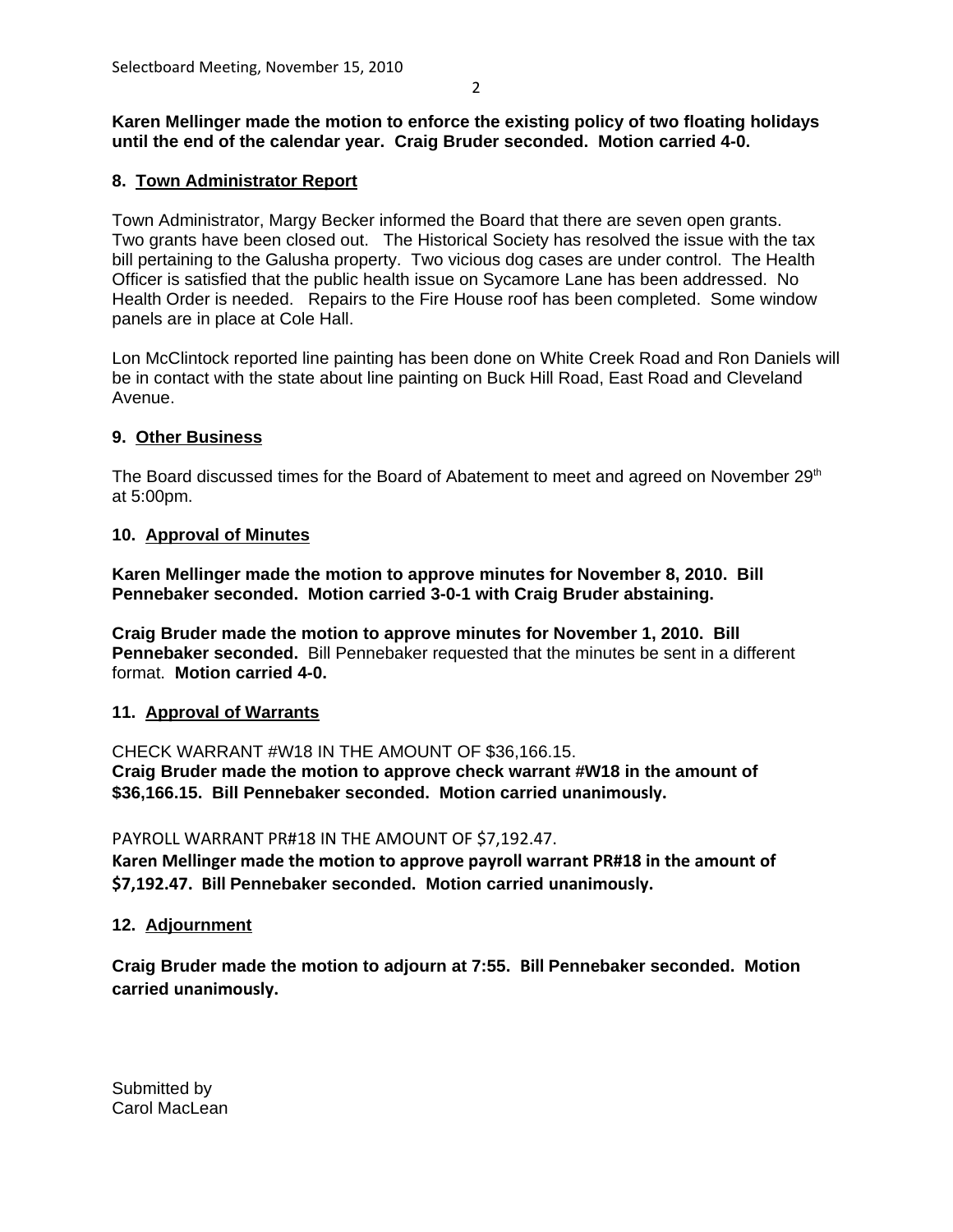**Karen Mellinger made the motion to enforce the existing policy of two floating holidays until the end of the calendar year. Craig Bruder seconded. Motion carried 4-0.**

## 8. Town Administrator Report

Town Administrator, Margy Becker informed the Board that there are seven open grants. Two grants have been closed out. The Historical Society has resolved the issue with the tax bill pertaining to the Galusha property. Two vicious dog cases are under control. The Health Officer is satisfied that the public health issue on Sycamore Lane has been addressed. No Health Order is needed. Repairs to the Fire House roof has been completed. Some window panels are in place at Cole Hall.

Lon McClintock reported line painting has been done on White Creek Road and Ron Daniels will be in contact with the state about line painting on Buck Hill Road, East Road and Cleveland Avenue.

## 9. Other Business

The Board discussed times for the Board of Abatement to meet and agreed on November 29th at 5:00pm.

## 10. Approval of Minutes

**Karen Mellinger made the motion to approve minutes for November 8, 2010. Bill Pennebaker seconded. Motion carried 3-0-1 with Craig Bruder abstaining.**

**Craig Bruder made the motion to approve minutes for November 1, 2010. Bill Pennebaker seconded.** Bill Pennebaker requested that the minutes be sent in a different format. **Motion carried 4-0.**

## 11. Approval of Warrants

CHECK WARRANT #W18 IN THE AMOUNT OF $36,166.15.
**Craig Bruder made the motion to approve check warrant #W18 in the amount of $36,166.15. Bill Pennebaker seconded. Motion carried unanimously.**

PAYROLL WARRANT PR#18 IN THE AMOUNT OF $7,192.47.
**Karen Mellinger made the motion to approve payroll warrant PR#18 in the amount of $7,192.47. Bill Pennebaker seconded. Motion carried unanimously.**

## 12. Adjournment

**Craig Bruder made the motion to adjourn at 7:55. Bill Pennebaker seconded. Motion carried unanimously.**

Submitted by
Carol MacLean